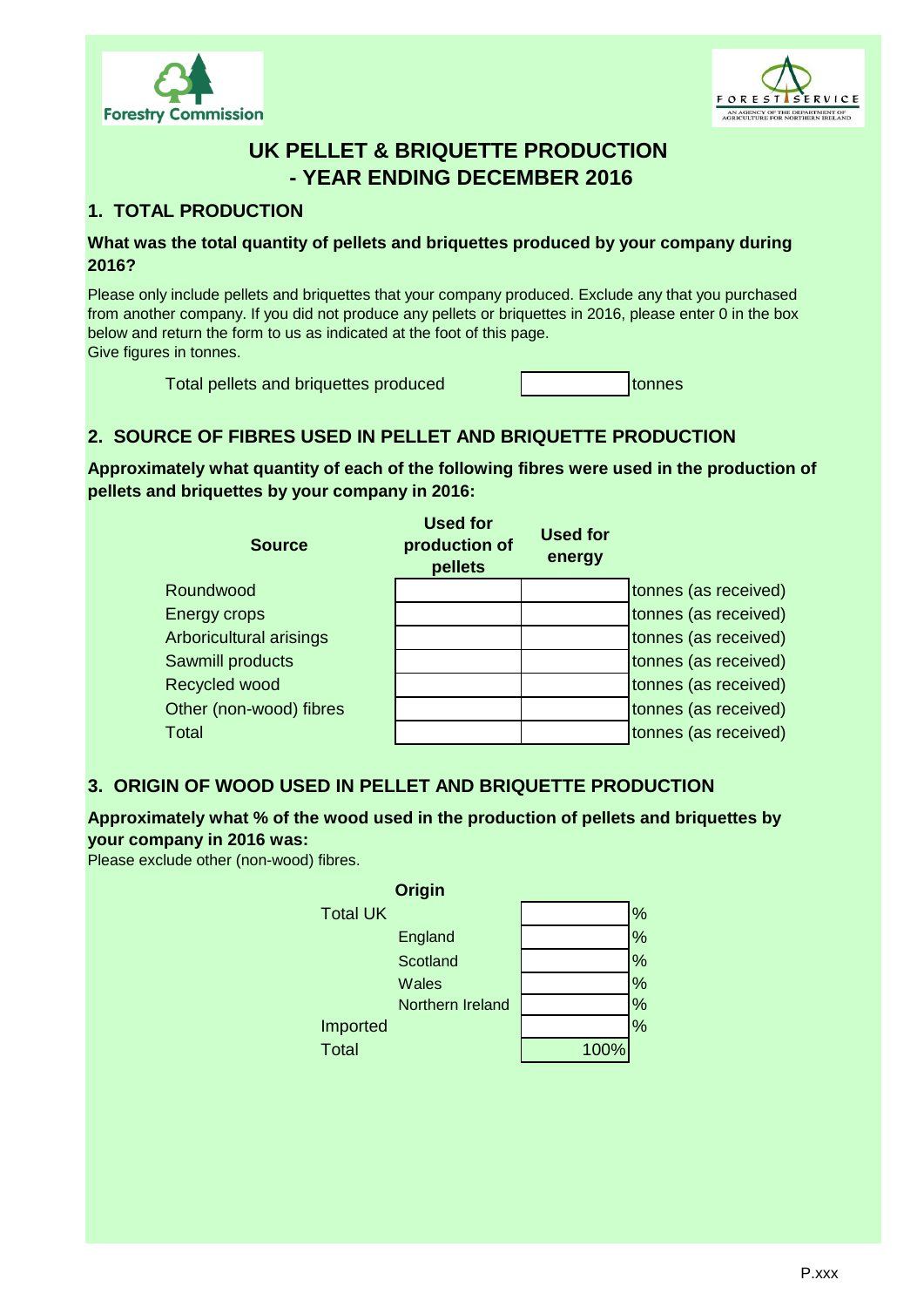Forestry Commission

FOREST SERVICE
AN AGENCY OF THE DEPARTMENT OF AGRICULTURE FOR NORTHERN IRELAND

# UK PELLET & BRIQUETTE PRODUCTION - YEAR ENDING DECEMBER 2016

## 1. TOTAL PRODUCTION

**What was the total quantity of pellets and briquettes produced by your company during 2016?**

Please only include pellets and briquettes that your company produced. Exclude any that you purchased from another company. If you did not produce any pellets or briquettes in 2016, please enter 0 in the box below and return the form to us as indicated at the foot of this page.
Give figures in tonnes.

| | | |
|---|---|---|
| Total pellets and briquettes produced | | tonnes |

## 2. SOURCE OF FIBRES USED IN PELLET AND BRIQUETTE PRODUCTION

**Approximately what quantity of each of the following fibres were used in the production of pellets and briquettes by your company in 2016:**

| Source | Used for production of pellets | Used for energy | |
|---|---|---|---|
| Roundwood | | | tonnes (as received) |
| Energy crops | | | tonnes (as received) |
| Arboricultural arisings | | | tonnes (as received) |
| Sawmill products | | | tonnes (as received) |
| Recycled wood | | | tonnes (as received) |
| Other (non-wood) fibres | | | tonnes (as received) |
| Total | | | tonnes (as received) |

## 3. ORIGIN OF WOOD USED IN PELLET AND BRIQUETTE PRODUCTION

**Approximately what % of the wood used in the production of pellets and briquettes by your company in 2016 was:**
Please exclude other (non-wood) fibres.

| Origin | | | |
|---|---|---|---|
| Total UK | | | % |
| | England | | % |
| | Scotland | | % |
| | Wales | | % |
| | Northern Ireland | | % |
| Imported | | | % |
| Total | | 100% | |

P.xxx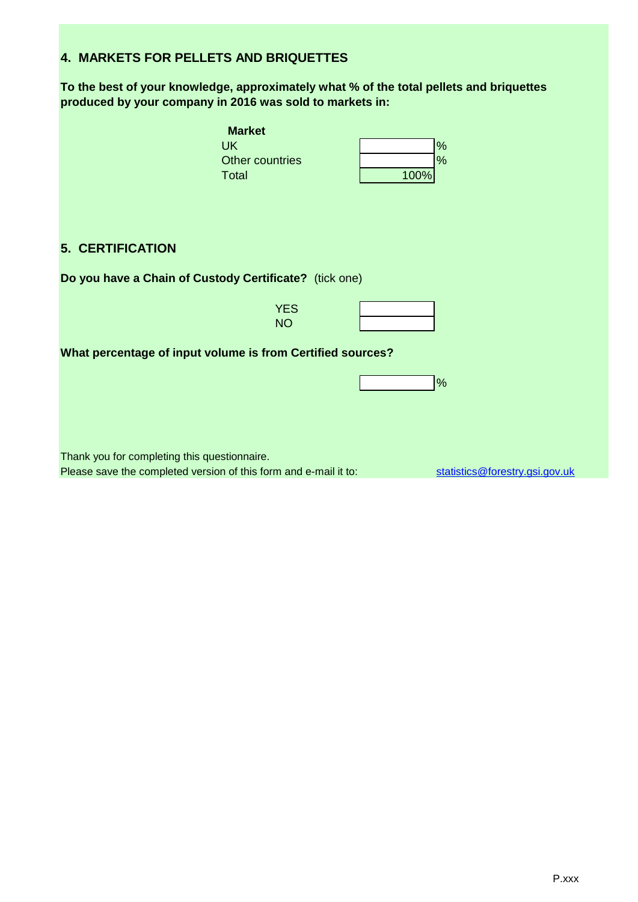## 4. MARKETS FOR PELLETS AND BRIQUETTES

**To the best of your knowledge, approximately what % of the total pellets and briquettes produced by your company in 2016 was sold to markets in:**

| Market | | |
|---|---|---|
| UK | | % |
| Other countries | | % |
| Total | 100% | |

## 5. CERTIFICATION

**Do you have a Chain of Custody Certificate?** (tick one)

| | |
|---|---|
| YES | |
| NO | |

**What percentage of input volume is from Certified sources?**

%

Thank you for completing this questionnaire.
Please save the completed version of this form and e-mail it to: statistics@forestry.gsi.gov.uk